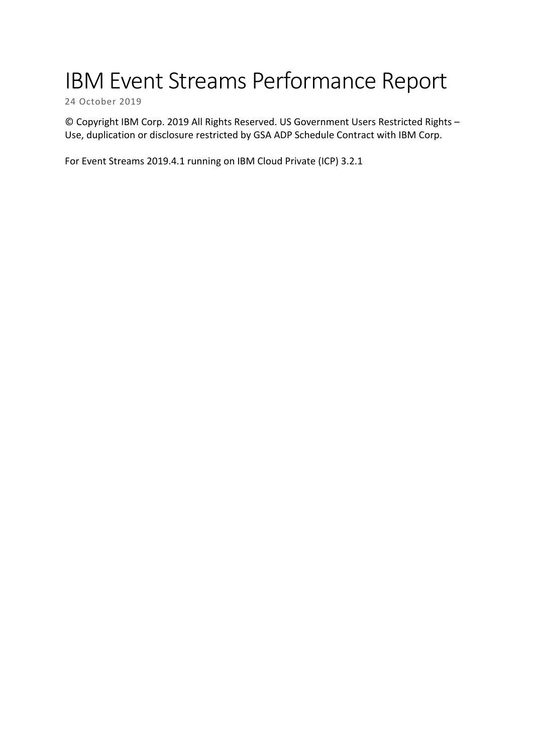# IBM Event Streams Performance Report

24 October 2019

© Copyright IBM Corp. 2019 All Rights Reserved. US Government Users Restricted Rights – Use, duplication or disclosure restricted by GSA ADP Schedule Contract with IBM Corp.

For Event Streams 2019.4.1 running on IBM Cloud Private (ICP) 3.2.1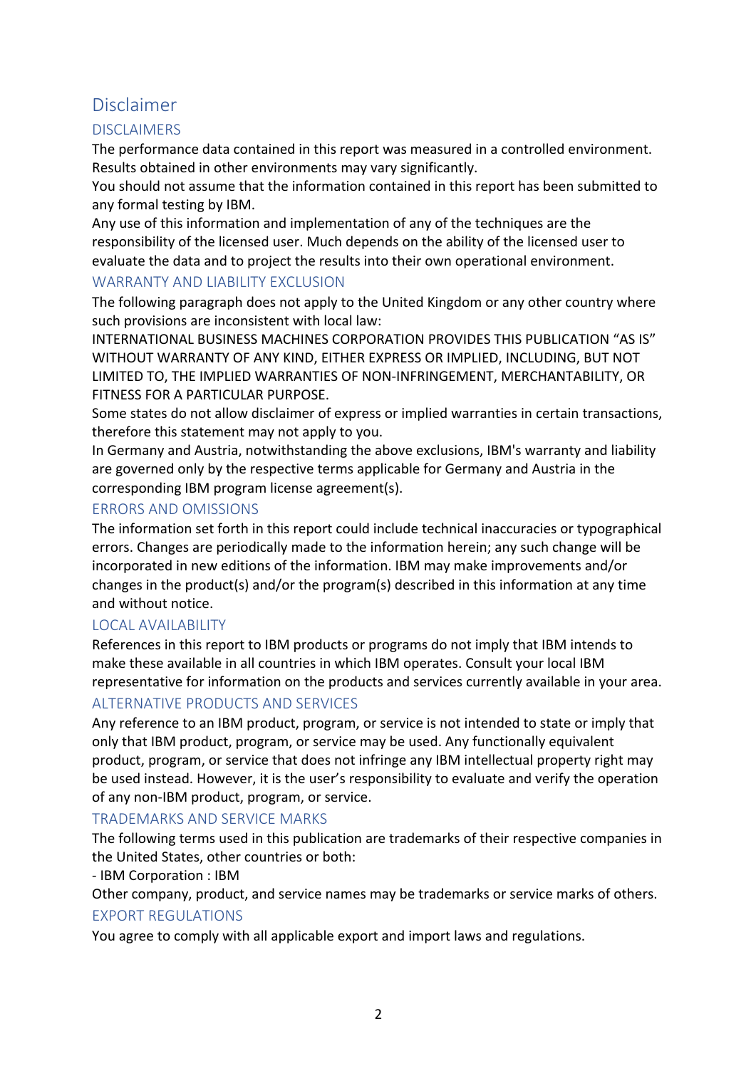# Disclaimer

## DISCLAIMERS

The performance data contained in this report was measured in a controlled environment. Results obtained in other environments may vary significantly.

You should not assume that the information contained in this report has been submitted to any formal testing by IBM.

Any use of this information and implementation of any of the techniques are the responsibility of the licensed user. Much depends on the ability of the licensed user to evaluate the data and to project the results into their own operational environment.

## WARRANTY AND LIABILITY EXCLUSION

The following paragraph does not apply to the United Kingdom or any other country where such provisions are inconsistent with local law:

INTERNATIONAL BUSINESS MACHINES CORPORATION PROVIDES THIS PUBLICATION “AS IS” WITHOUT WARRANTY OF ANY KIND, EITHER EXPRESS OR IMPLIED, INCLUDING, BUT NOT LIMITED TO, THE IMPLIED WARRANTIES OF NON-INFRINGEMENT, MERCHANTABILITY, OR FITNESS FOR A PARTICULAR PURPOSE.

Some states do not allow disclaimer of express or implied warranties in certain transactions, therefore this statement may not apply to you.

In Germany and Austria, notwithstanding the above exclusions, IBM's warranty and liability are governed only by the respective terms applicable for Germany and Austria in the corresponding IBM program license agreement(s).

## ERRORS AND OMISSIONS

The information set forth in this report could include technical inaccuracies or typographical errors. Changes are periodically made to the information herein; any such change will be incorporated in new editions of the information. IBM may make improvements and/or changes in the product(s) and/or the program(s) described in this information at any time and without notice.

## LOCAL AVAILABILITY

References in this report to IBM products or programs do not imply that IBM intends to make these available in all countries in which IBM operates. Consult your local IBM representative for information on the products and services currently available in your area.

## ALTERNATIVE PRODUCTS AND SERVICES

Any reference to an IBM product, program, or service is not intended to state or imply that only that IBM product, program, or service may be used. Any functionally equivalent product, program, or service that does not infringe any IBM intellectual property right may be used instead. However, it is the user’s responsibility to evaluate and verify the operation of any non-IBM product, program, or service.

## TRADEMARKS AND SERVICE MARKS

The following terms used in this publication are trademarks of their respective companies in the United States, other countries or both:

- IBM Corporation : IBM

Other company, product, and service names may be trademarks or service marks of others.

## EXPORT REGULATIONS

You agree to comply with all applicable export and import laws and regulations.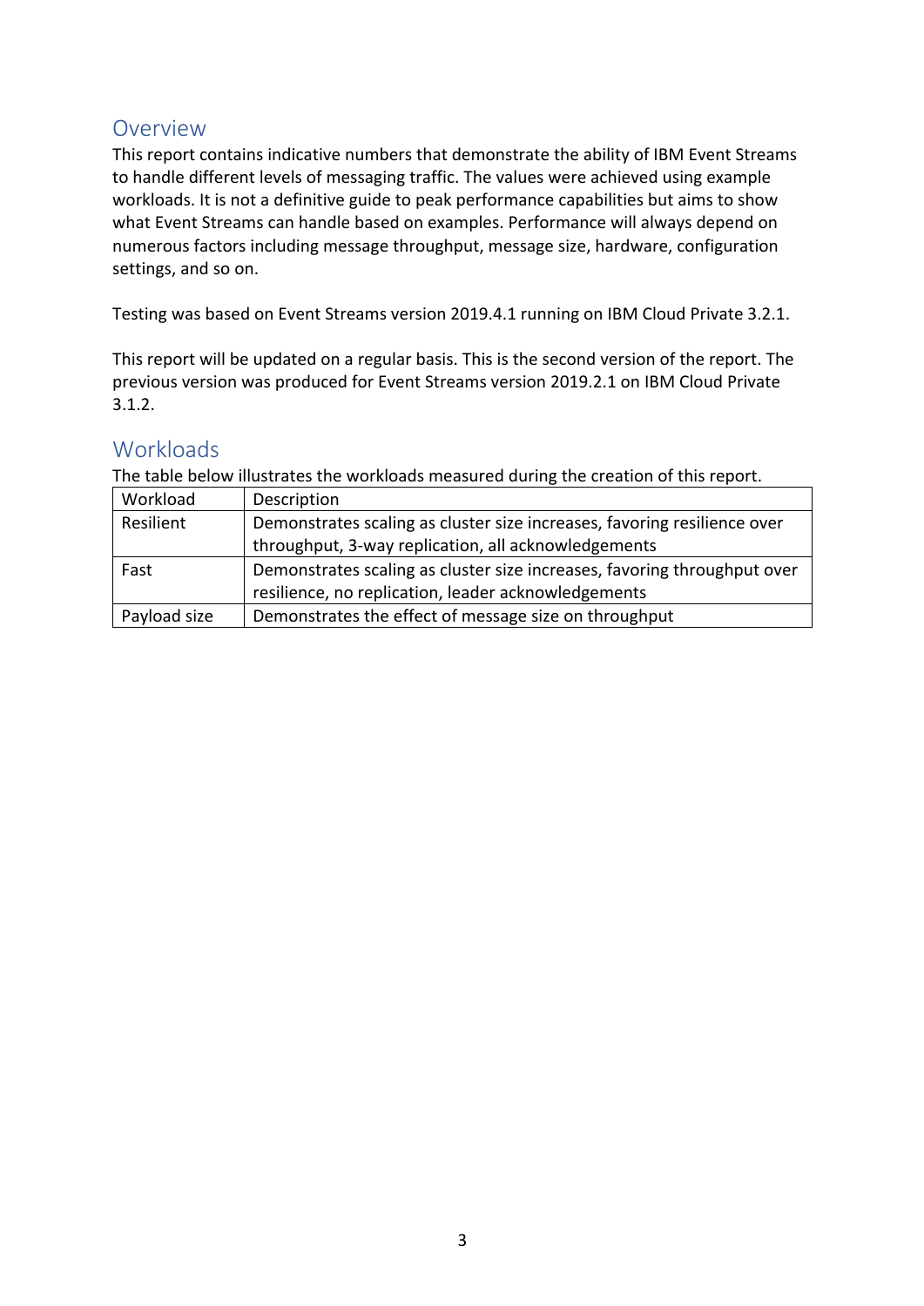## Overview

This report contains indicative numbers that demonstrate the ability of IBM Event Streams to handle different levels of messaging traffic. The values were achieved using example workloads. It is not a definitive guide to peak performance capabilities but aims to show what Event Streams can handle based on examples. Performance will always depend on numerous factors including message throughput, message size, hardware, configuration settings, and so on.

Testing was based on Event Streams version 2019.4.1 running on IBM Cloud Private 3.2.1.

This report will be updated on a regular basis. This is the second version of the report. The previous version was produced for Event Streams version 2019.2.1 on IBM Cloud Private 3.1.2.

## Workloads

The table below illustrates the workloads measured during the creation of this report.

| Workload | Description |
| --- | --- |
| Resilient | Demonstrates scaling as cluster size increases, favoring resilience over throughput, 3-way replication, all acknowledgements |
| Fast | Demonstrates scaling as cluster size increases, favoring throughput over resilience, no replication, leader acknowledgements |
| Payload size | Demonstrates the effect of message size on throughput |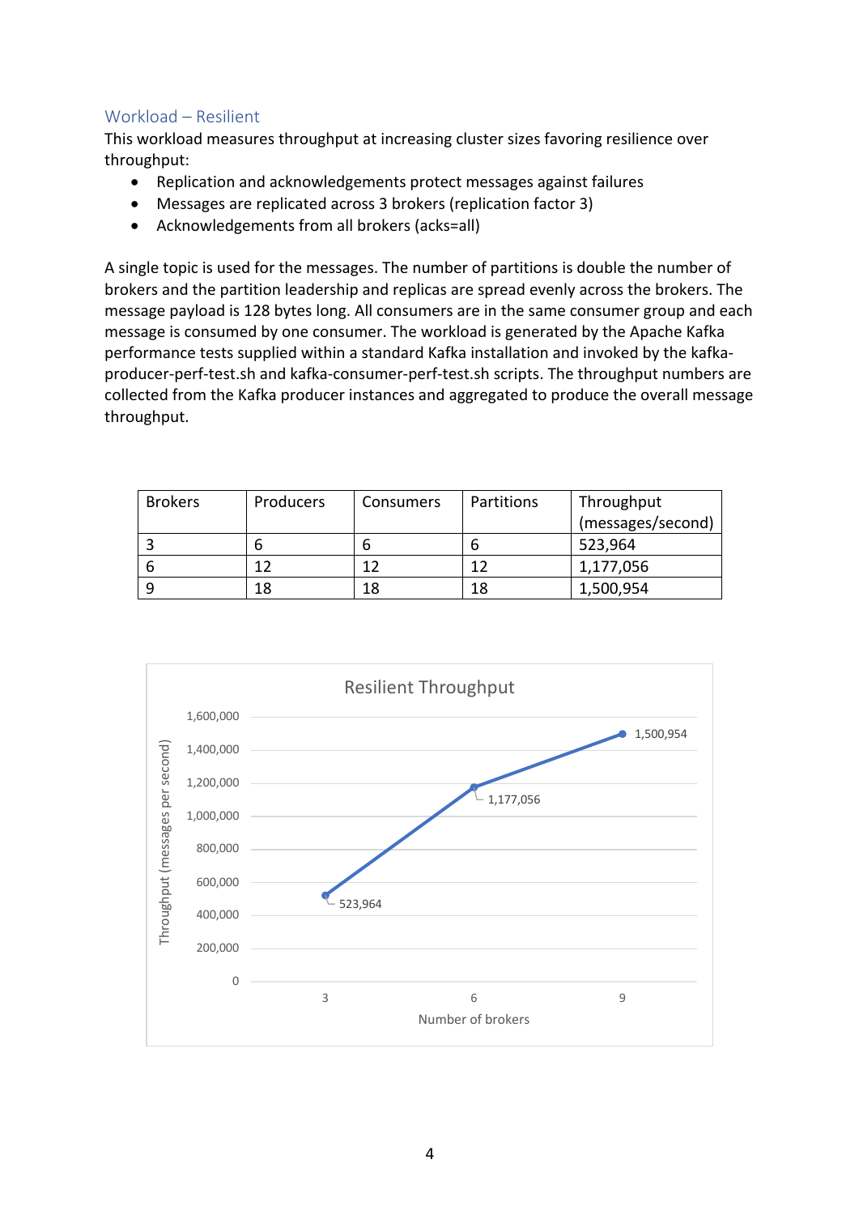## Workload – Resilient

This workload measures throughput at increasing cluster sizes favoring resilience over throughput:

- Replication and acknowledgements protect messages against failures
- Messages are replicated across 3 brokers (replication factor 3)
- Acknowledgements from all brokers (acks=all)

A single topic is used for the messages. The number of partitions is double the number of brokers and the partition leadership and replicas are spread evenly across the brokers. The message payload is 128 bytes long. All consumers are in the same consumer group and each message is consumed by one consumer. The workload is generated by the Apache Kafka performance tests supplied within a standard Kafka installation and invoked by the kafka-producer-perf-test.sh and kafka-consumer-perf-test.sh scripts. The throughput numbers are collected from the Kafka producer instances and aggregated to produce the overall message throughput.

| Brokers | Producers | Consumers | Partitions | Throughput (messages/second) |
|---|---|---|---|---|
| 3 | 6 | 6 | 6 | 523,964 |
| 6 | 12 | 12 | 12 | 1,177,056 |
| 9 | 18 | 18 | 18 | 1,500,954 |

Resilient Throughput

| Number of brokers | Throughput (messages per second) |
|---|---|
| 3 | 523,964 |
| 6 | 1,177,056 |
| 9 | 1,500,954 |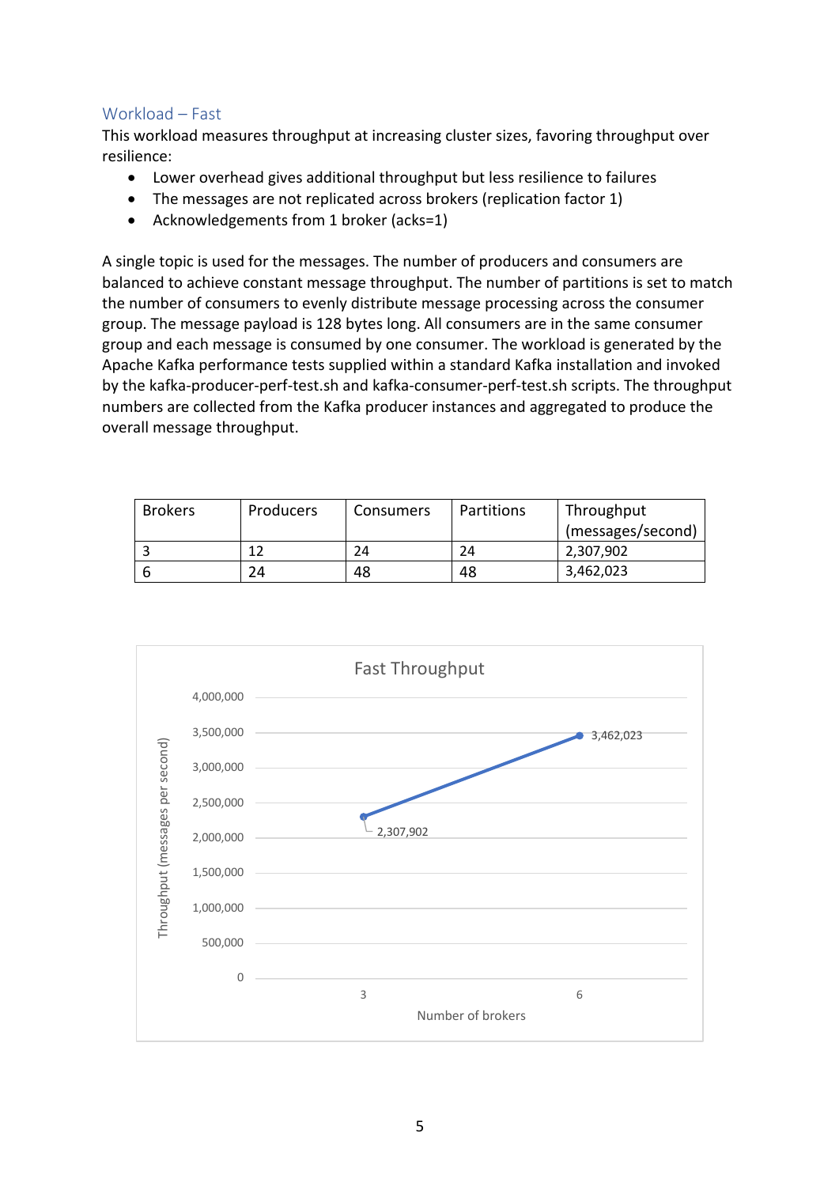## Workload – Fast

This workload measures throughput at increasing cluster sizes, favoring throughput over resilience:

- Lower overhead gives additional throughput but less resilience to failures
- The messages are not replicated across brokers (replication factor 1)
- Acknowledgements from 1 broker (acks=1)

A single topic is used for the messages. The number of producers and consumers are balanced to achieve constant message throughput. The number of partitions is set to match the number of consumers to evenly distribute message processing across the consumer group. The message payload is 128 bytes long. All consumers are in the same consumer group and each message is consumed by one consumer. The workload is generated by the Apache Kafka performance tests supplied within a standard Kafka installation and invoked by the kafka-producer-perf-test.sh and kafka-consumer-perf-test.sh scripts. The throughput numbers are collected from the Kafka producer instances and aggregated to produce the overall message throughput.

| Brokers | Producers | Consumers | Partitions | Throughput (messages/second) |
|---|---|---|---|---|
| 3 | 12 | 24 | 24 | 2,307,902 |
| 6 | 24 | 48 | 48 | 3,462,023 |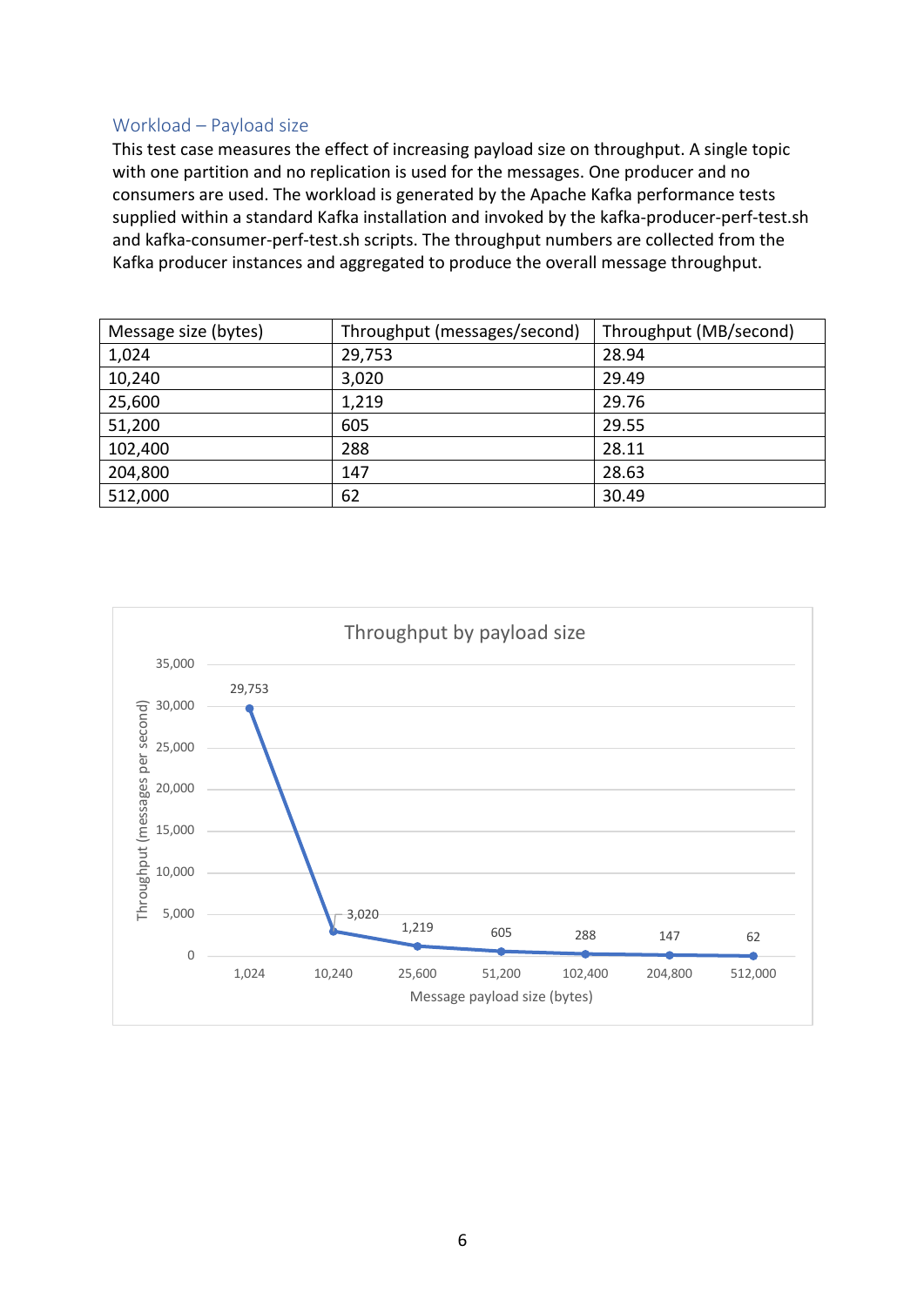### Workload – Payload size

This test case measures the effect of increasing payload size on throughput. A single topic with one partition and no replication is used for the messages. One producer and no consumers are used. The workload is generated by the Apache Kafka performance tests supplied within a standard Kafka installation and invoked by the kafka-producer-perf-test.sh and kafka-consumer-perf-test.sh scripts. The throughput numbers are collected from the Kafka producer instances and aggregated to produce the overall message throughput.

| Message size (bytes) | Throughput (messages/second) | Throughput (MB/second) |
|---|---|---|
| 1,024 | 29,753 | 28.94 |
| 10,240 | 3,020 | 29.49 |
| 25,600 | 1,219 | 29.76 |
| 51,200 | 605 | 29.55 |
| 102,400 | 288 | 28.11 |
| 204,800 | 147 | 28.63 |
| 512,000 | 62 | 30.49 |

Throughput by payload size

| Message payload size (bytes) | Throughput (messages per second) |
|---|---|
| 1,024 | 29,753 |
| 10,240 | 3,020 |
| 25,600 | 1,219 |
| 51,200 | 605 |
| 102,400 | 288 |
| 204,800 | 147 |
| 512,000 | 62 |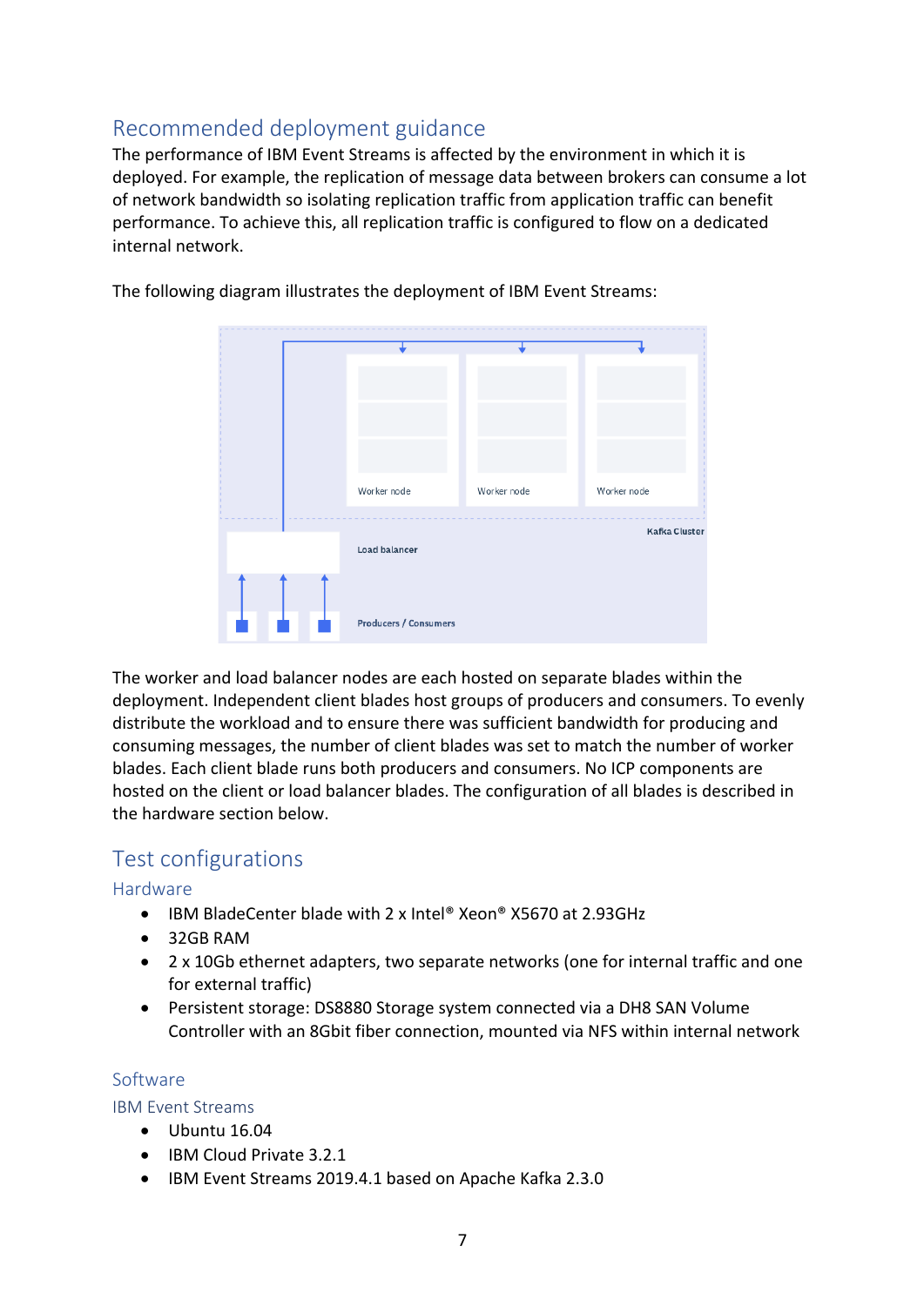## Recommended deployment guidance

The performance of IBM Event Streams is affected by the environment in which it is deployed. For example, the replication of message data between brokers can consume a lot of network bandwidth so isolating replication traffic from application traffic can benefit performance. To achieve this, all replication traffic is configured to flow on a dedicated internal network.

The following diagram illustrates the deployment of IBM Event Streams:

Worker node

Worker node

Worker node

Kafka Cluster

Load balancer

Producers / Consumers

The worker and load balancer nodes are each hosted on separate blades within the deployment. Independent client blades host groups of producers and consumers. To evenly distribute the workload and to ensure there was sufficient bandwidth for producing and consuming messages, the number of client blades was set to match the number of worker blades. Each client blade runs both producers and consumers. No ICP components are hosted on the client or load balancer blades. The configuration of all blades is described in the hardware section below.

## Test configurations

### Hardware

- IBM BladeCenter blade with 2 x Intel® Xeon® X5670 at 2.93GHz
- 32GB RAM
- 2 x 10Gb ethernet adapters, two separate networks (one for internal traffic and one for external traffic)
- Persistent storage: DS8880 Storage system connected via a DH8 SAN Volume Controller with an 8Gbit fiber connection, mounted via NFS within internal network

### Software

#### IBM Event Streams

- Ubuntu 16.04
- IBM Cloud Private 3.2.1
- IBM Event Streams 2019.4.1 based on Apache Kafka 2.3.0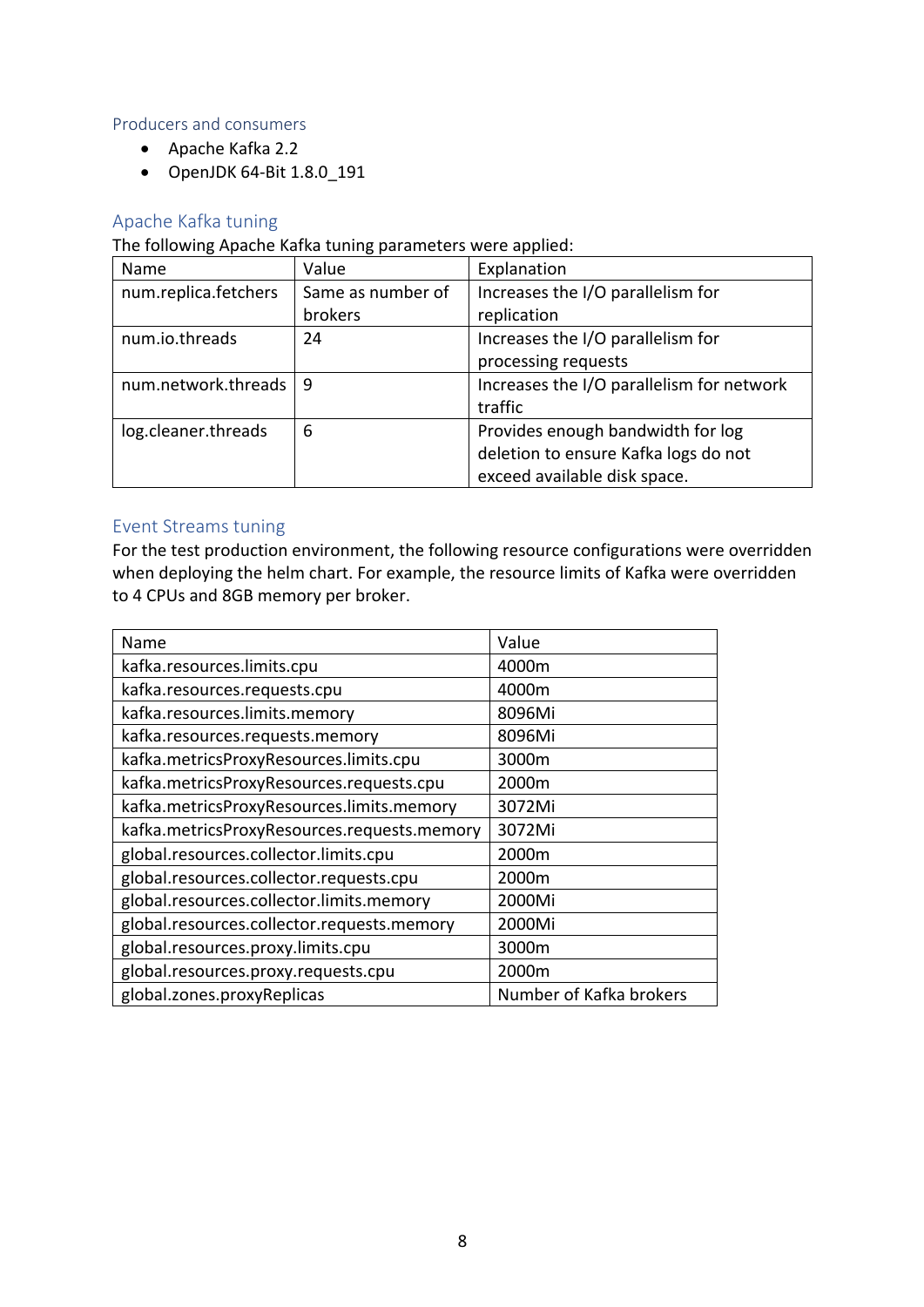### Producers and consumers

- Apache Kafka 2.2
- OpenJDK 64-Bit 1.8.0_191

### Apache Kafka tuning

The following Apache Kafka tuning parameters were applied:

| Name | Value | Explanation |
|---|---|---|
| num.replica.fetchers | Same as number of brokers | Increases the I/O parallelism for replication |
| num.io.threads | 24 | Increases the I/O parallelism for processing requests |
| num.network.threads | 9 | Increases the I/O parallelism for network traffic |
| log.cleaner.threads | 6 | Provides enough bandwidth for log deletion to ensure Kafka logs do not exceed available disk space. |

### Event Streams tuning

For the test production environment, the following resource configurations were overridden when deploying the helm chart. For example, the resource limits of Kafka were overridden to 4 CPUs and 8GB memory per broker.

| Name | Value |
|---|---|
| kafka.resources.limits.cpu | 4000m |
| kafka.resources.requests.cpu | 4000m |
| kafka.resources.limits.memory | 8096Mi |
| kafka.resources.requests.memory | 8096Mi |
| kafka.metricsProxyResources.limits.cpu | 3000m |
| kafka.metricsProxyResources.requests.cpu | 2000m |
| kafka.metricsProxyResources.limits.memory | 3072Mi |
| kafka.metricsProxyResources.requests.memory | 3072Mi |
| global.resources.collector.limits.cpu | 2000m |
| global.resources.collector.requests.cpu | 2000m |
| global.resources.collector.limits.memory | 2000Mi |
| global.resources.collector.requests.memory | 2000Mi |
| global.resources.proxy.limits.cpu | 3000m |
| global.resources.proxy.requests.cpu | 2000m |
| global.zones.proxyReplicas | Number of Kafka brokers |